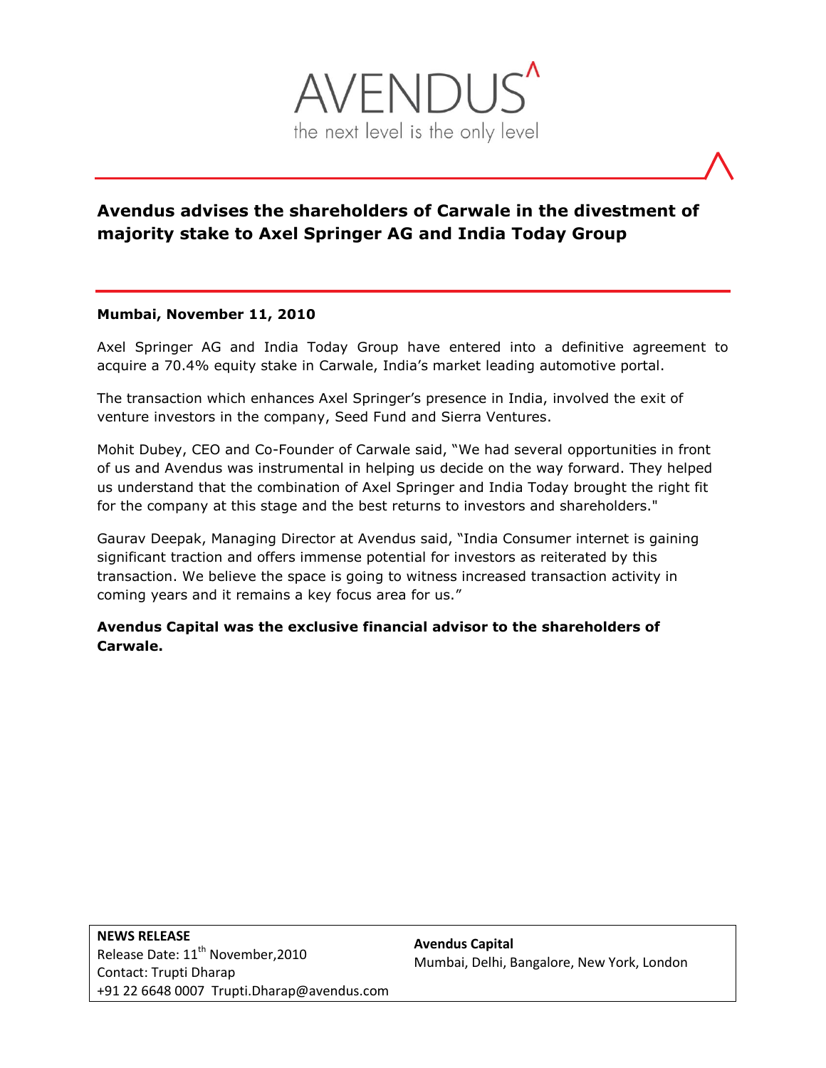AVENDUS

the next level is the only level

# Avendus advises the shareholders of Carwale in the divestment of majority stake to Axel Springer AG and India Today Group

**Mumbai, November 11, 2010**

Axel Springer AG and India Today Group have entered into a definitive agreement to acquire a 70.4% equity stake in Carwale, India's market leading automotive portal.

The transaction which enhances Axel Springer's presence in India, involved the exit of venture investors in the company, Seed Fund and Sierra Ventures.

Mohit Dubey, CEO and Co-Founder of Carwale said, "We had several opportunities in front of us and Avendus was instrumental in helping us decide on the way forward. They helped us understand that the combination of Axel Springer and India Today brought the right fit for the company at this stage and the best returns to investors and shareholders."

Gaurav Deepak, Managing Director at Avendus said, "India Consumer internet is gaining significant traction and offers immense potential for investors as reiterated by this transaction. We believe the space is going to witness increased transaction activity in coming years and it remains a key focus area for us."

**Avendus Capital was the exclusive financial advisor to the shareholders of Carwale.**

| **NEWS RELEASE**<br>Release Date: 11th November,2010<br>Contact: Trupti Dharap<br>+91 22 6648 0007 Trupti.Dharap@avendus.com | **Avendus Capital**<br>Mumbai, Delhi, Bangalore, New York, London |
|---|---|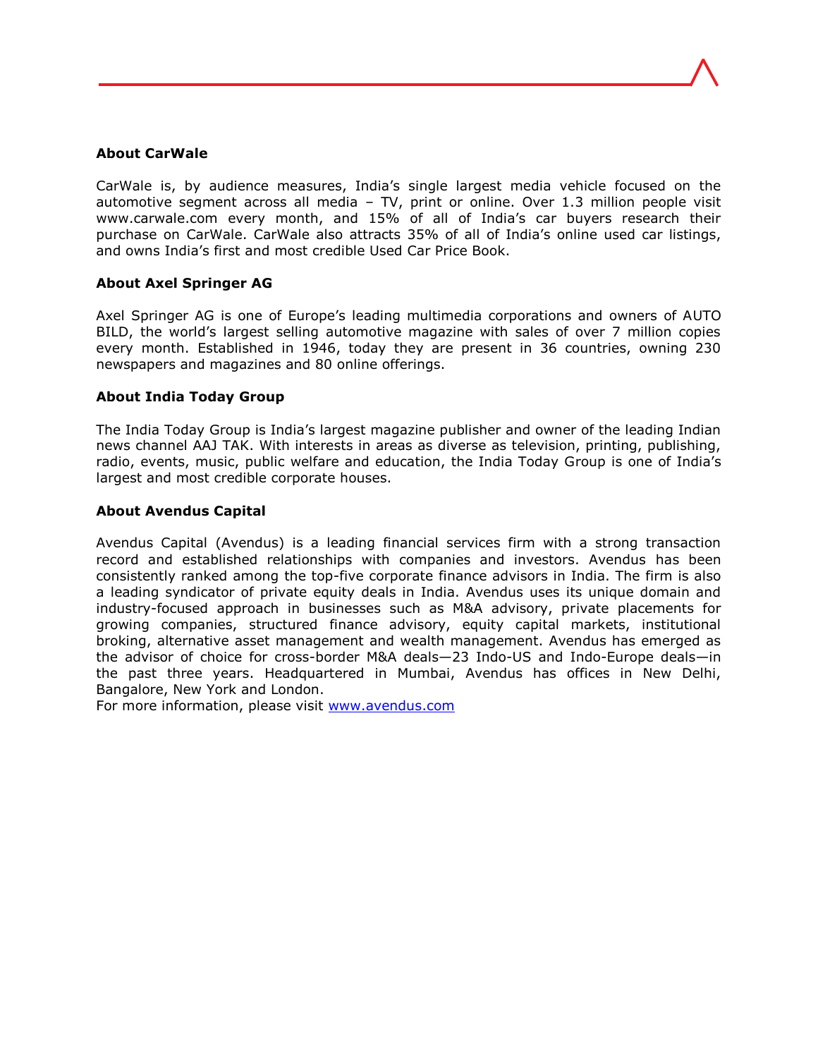**About CarWale**

CarWale is, by audience measures, India's single largest media vehicle focused on the automotive segment across all media – TV, print or online. Over 1.3 million people visit www.carwale.com every month, and 15% of all of India's car buyers research their purchase on CarWale. CarWale also attracts 35% of all of India's online used car listings, and owns India's first and most credible Used Car Price Book.

**About Axel Springer AG**

Axel Springer AG is one of Europe's leading multimedia corporations and owners of AUTO BILD, the world's largest selling automotive magazine with sales of over 7 million copies every month. Established in 1946, today they are present in 36 countries, owning 230 newspapers and magazines and 80 online offerings.

**About India Today Group**

The India Today Group is India's largest magazine publisher and owner of the leading Indian news channel AAJ TAK. With interests in areas as diverse as television, printing, publishing, radio, events, music, public welfare and education, the India Today Group is one of India's largest and most credible corporate houses.

**About Avendus Capital**

Avendus Capital (Avendus) is a leading financial services firm with a strong transaction record and established relationships with companies and investors. Avendus has been consistently ranked among the top-five corporate finance advisors in India. The firm is also a leading syndicator of private equity deals in India. Avendus uses its unique domain and industry-focused approach in businesses such as M&A advisory, private placements for growing companies, structured finance advisory, equity capital markets, institutional broking, alternative asset management and wealth management. Avendus has emerged as the advisor of choice for cross-border M&A deals—23 Indo-US and Indo-Europe deals—in the past three years. Headquartered in Mumbai, Avendus has offices in New Delhi, Bangalore, New York and London.
For more information, please visit [www.avendus.com](http://www.avendus.com)